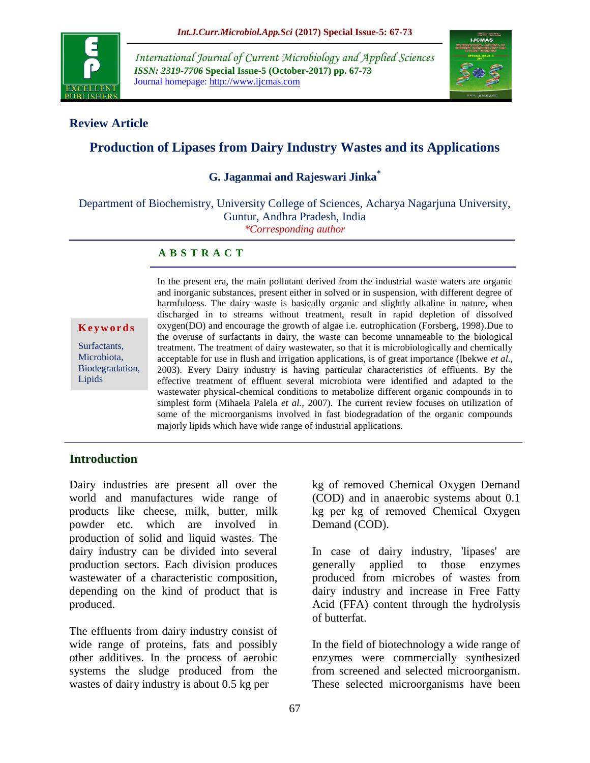**Review Article**

# Production of Lipases from Dairy Industry Wastes and its Applications

**G. Jaganmai and Rajeswari Jinka***

Department of Biochemistry, University College of Sciences, Acharya Nagarjuna University, Guntur, Andhra Pradesh, India

*\*Corresponding author*

## ABSTRACT

**Keywords**

Surfactants, Microbiota, Biodegradation, Lipids

In the present era, the main pollutant derived from the industrial waste waters are organic and inorganic substances, present either in solved or in suspension, with different degree of harmfulness. The dairy waste is basically organic and slightly alkaline in nature, when discharged in to streams without treatment, result in rapid depletion of dissolved oxygen(DO) and encourage the growth of algae i.e. eutrophication (Forsberg, 1998).Due to the overuse of surfactants in dairy, the waste can become unnameable to the biological treatment. The treatment of dairy wastewater, so that it is microbiologically and chemically acceptable for use in flush and irrigation applications, is of great importance (Ibekwe *et al.,* 2003). Every Dairy industry is having particular characteristics of effluents. By the effective treatment of effluent several microbiota were identified and adapted to the wastewater physical-chemical conditions to metabolize different organic compounds in to simplest form (Mihaela Palela *et al.,* 2007). The current review focuses on utilization of some of the microorganisms involved in fast biodegradation of the organic compounds majorly lipids which have wide range of industrial applications.

## Introduction

Dairy industries are present all over the world and manufactures wide range of products like cheese, milk, butter, milk powder etc. which are involved in production of solid and liquid wastes. The dairy industry can be divided into several production sectors. Each division produces wastewater of a characteristic composition, depending on the kind of product that is produced.

The effluents from dairy industry consist of wide range of proteins, fats and possibly other additives. In the process of aerobic systems the sludge produced from the wastes of dairy industry is about 0.5 kg per kg of removed Chemical Oxygen Demand (COD) and in anaerobic systems about 0.1 kg per kg of removed Chemical Oxygen Demand (COD).

In case of dairy industry, 'lipases' are generally applied to those enzymes produced from microbes of wastes from dairy industry and increase in Free Fatty Acid (FFA) content through the hydrolysis of butterfat.

In the field of biotechnology a wide range of enzymes were commercially synthesized from screened and selected microorganism. These selected microorganisms have been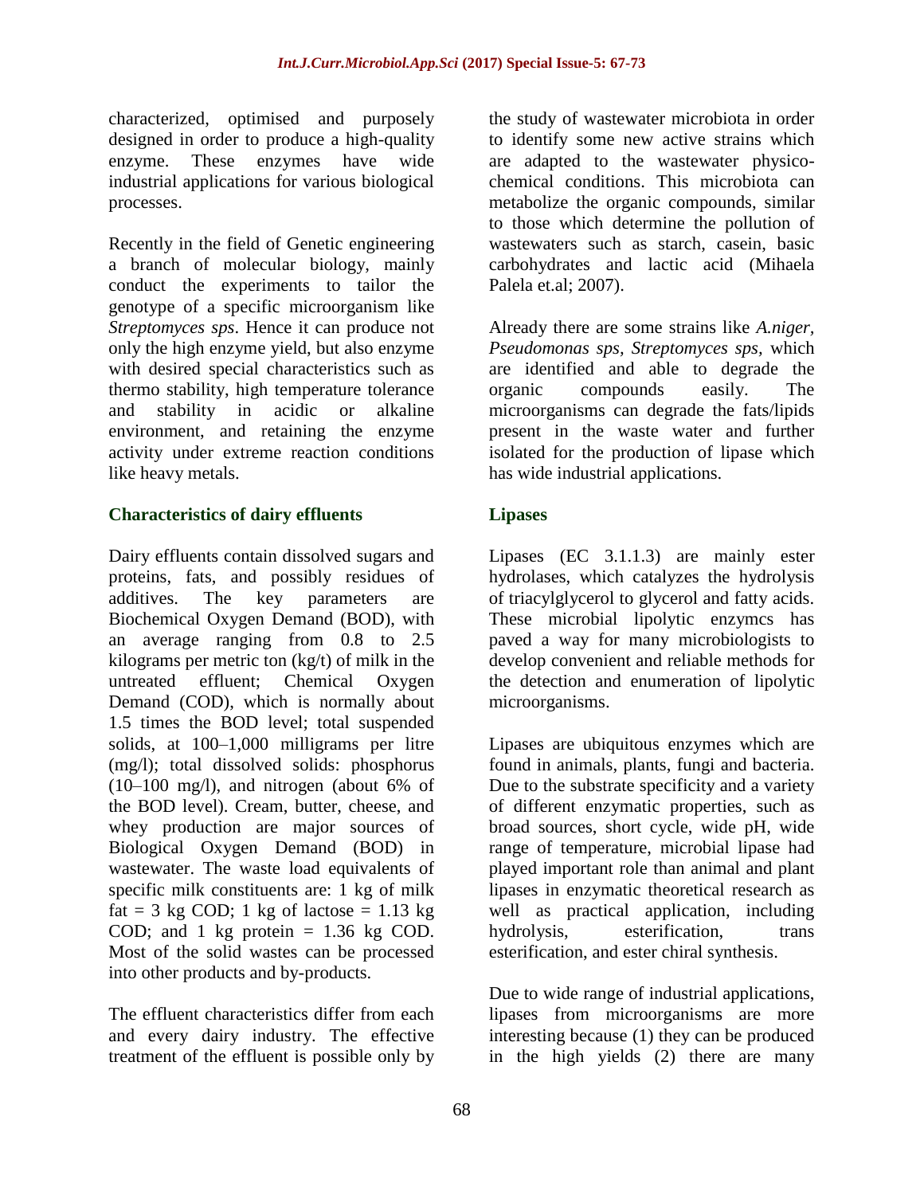characterized, optimised and purposely designed in order to produce a high-quality enzyme. These enzymes have wide industrial applications for various biological processes.

Recently in the field of Genetic engineering a branch of molecular biology, mainly conduct the experiments to tailor the genotype of a specific microorganism like *Streptomyces sps*. Hence it can produce not only the high enzyme yield, but also enzyme with desired special characteristics such as thermo stability, high temperature tolerance and stability in acidic or alkaline environment, and retaining the enzyme activity under extreme reaction conditions like heavy metals.

## Characteristics of dairy effluents

Dairy effluents contain dissolved sugars and proteins, fats, and possibly residues of additives. The key parameters are Biochemical Oxygen Demand (BOD), with an average ranging from 0.8 to 2.5 kilograms per metric ton (kg/t) of milk in the untreated effluent; Chemical Oxygen Demand (COD), which is normally about 1.5 times the BOD level; total suspended solids, at 100–1,000 milligrams per litre (mg/l); total dissolved solids: phosphorus (10–100 mg/l), and nitrogen (about 6% of the BOD level). Cream, butter, cheese, and whey production are major sources of Biological Oxygen Demand (BOD) in wastewater. The waste load equivalents of specific milk constituents are: 1 kg of milk fat = 3 kg COD; 1 kg of lactose = 1.13 kg COD; and 1 kg protein = 1.36 kg COD. Most of the solid wastes can be processed into other products and by-products.

The effluent characteristics differ from each and every dairy industry. The effective treatment of the effluent is possible only by the study of wastewater microbiota in order to identify some new active strains which are adapted to the wastewater physico-chemical conditions. This microbiota can metabolize the organic compounds, similar to those which determine the pollution of wastewaters such as starch, casein, basic carbohydrates and lactic acid (Mihaela Palela et.al; 2007).

Already there are some strains like *A.niger*, *Pseudomonas sps*, *Streptomyces sps*, which are identified and able to degrade the organic compounds easily. The microorganisms can degrade the fats/lipids present in the waste water and further isolated for the production of lipase which has wide industrial applications.

## Lipases

Lipases (EC 3.1.1.3) are mainly ester hydrolases, which catalyzes the hydrolysis of triacylglycerol to glycerol and fatty acids. These microbial lipolytic enzymcs has paved a way for many microbiologists to develop convenient and reliable methods for the detection and enumeration of lipolytic microorganisms.

Lipases are ubiquitous enzymes which are found in animals, plants, fungi and bacteria. Due to the substrate specificity and a variety of different enzymatic properties, such as broad sources, short cycle, wide pH, wide range of temperature, microbial lipase had played important role than animal and plant lipases in enzymatic theoretical research as well as practical application, including hydrolysis, esterification, trans esterification, and ester chiral synthesis.

Due to wide range of industrial applications, lipases from microorganisms are more interesting because (1) they can be produced in the high yields (2) there are many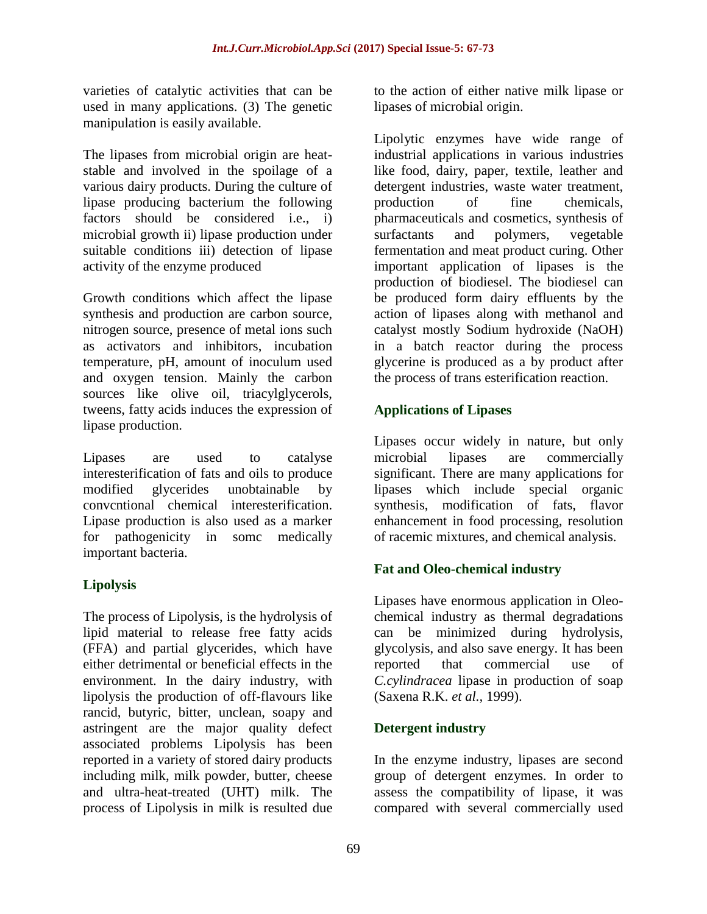varieties of catalytic activities that can be used in many applications. (3) The genetic manipulation is easily available.

The lipases from microbial origin are heat-stable and involved in the spoilage of a various dairy products. During the culture of lipase producing bacterium the following factors should be considered i.e., i) microbial growth ii) lipase production under suitable conditions iii) detection of lipase activity of the enzyme produced

Growth conditions which affect the lipase synthesis and production are carbon source, nitrogen source, presence of metal ions such as activators and inhibitors, incubation temperature, pH, amount of inoculum used and oxygen tension. Mainly the carbon sources like olive oil, triacylglycerols, tweens, fatty acids induces the expression of lipase production.

Lipases are used to catalyse interesterification of fats and oils to produce modified glycerides unobtainable by convcntional chemical interesterification. Lipase production is also used as a marker for pathogenicity in somc medically important bacteria.

## Lipolysis

The process of Lipolysis, is the hydrolysis of lipid material to release free fatty acids (FFA) and partial glycerides, which have either detrimental or beneficial effects in the environment. In the dairy industry, with lipolysis the production of off-flavours like rancid, butyric, bitter, unclean, soapy and astringent are the major quality defect associated problems Lipolysis has been reported in a variety of stored dairy products including milk, milk powder, butter, cheese and ultra-heat-treated (UHT) milk. The process of Lipolysis in milk is resulted due to the action of either native milk lipase or lipases of microbial origin.

Lipolytic enzymes have wide range of industrial applications in various industries like food, dairy, paper, textile, leather and detergent industries, waste water treatment, production of fine chemicals, pharmaceuticals and cosmetics, synthesis of surfactants and polymers, vegetable fermentation and meat product curing. Other important application of lipases is the production of biodiesel. The biodiesel can be produced form dairy effluents by the action of lipases along with methanol and catalyst mostly Sodium hydroxide (NaOH) in a batch reactor during the process glycerine is produced as a by product after the process of trans esterification reaction.

## Applications of Lipases

Lipases occur widely in nature, but only microbial lipases are commercially significant. There are many applications for lipases which include special organic synthesis, modification of fats, flavor enhancement in food processing, resolution of racemic mixtures, and chemical analysis.

## Fat and Oleo-chemical industry

Lipases have enormous application in Oleo-chemical industry as thermal degradations can be minimized during hydrolysis, glycolysis, and also save energy. It has been reported that commercial use of *C.cylindracea* lipase in production of soap (Saxena R.K. *et al.,* 1999).

## Detergent industry

In the enzyme industry, lipases are second group of detergent enzymes. In order to assess the compatibility of lipase, it was compared with several commercially used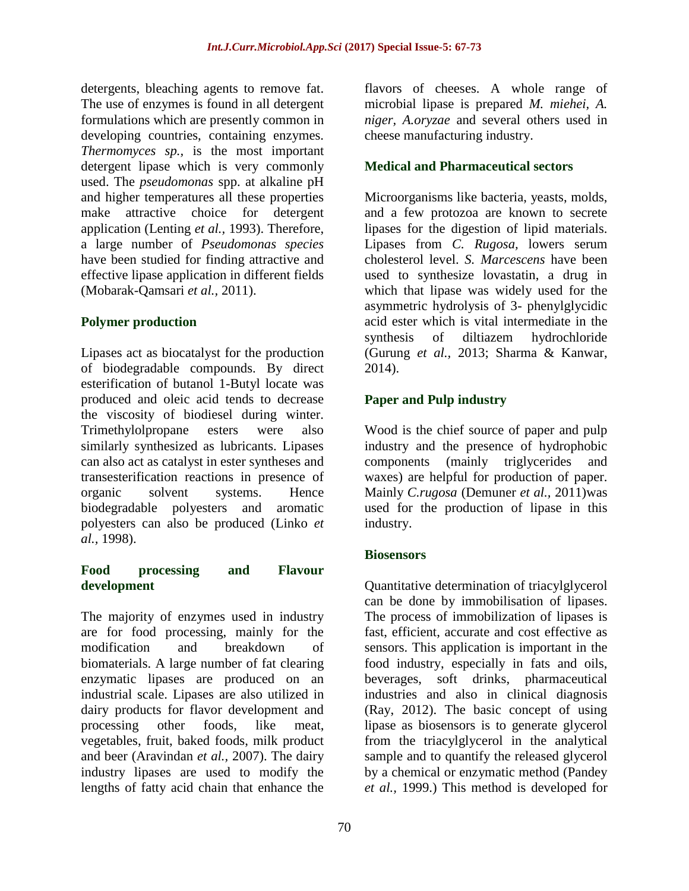detergents, bleaching agents to remove fat. The use of enzymes is found in all detergent formulations which are presently common in developing countries, containing enzymes. *Thermomyces sp.,* is the most important detergent lipase which is very commonly used. The *pseudomonas* spp. at alkaline pH and higher temperatures all these properties make attractive choice for detergent application (Lenting *et al.,* 1993). Therefore, a large number of *Pseudomonas species* have been studied for finding attractive and effective lipase application in different fields (Mobarak-Qamsari *et al.,* 2011).

## Polymer production

Lipases act as biocatalyst for the production of biodegradable compounds. By direct esterification of butanol 1-Butyl locate was produced and oleic acid tends to decrease the viscosity of biodiesel during winter. Trimethylolpropane esters were also similarly synthesized as lubricants. Lipases can also act as catalyst in ester syntheses and transesterification reactions in presence of organic solvent systems. Hence biodegradable polyesters and aromatic polyesters can also be produced (Linko *et al.,* 1998).

## Food processing and Flavour development

The majority of enzymes used in industry are for food processing, mainly for the modification and breakdown of biomaterials. A large number of fat clearing enzymatic lipases are produced on an industrial scale. Lipases are also utilized in dairy products for flavor development and processing other foods, like meat, vegetables, fruit, baked foods, milk product and beer (Aravindan *et al.,* 2007). The dairy industry lipases are used to modify the lengths of fatty acid chain that enhance the flavors of cheeses. A whole range of microbial lipase is prepared *M. miehei, A. niger, A.oryzae* and several others used in cheese manufacturing industry.

## Medical and Pharmaceutical sectors

Microorganisms like bacteria, yeasts, molds, and a few protozoa are known to secrete lipases for the digestion of lipid materials. Lipases from *C. Rugosa,* lowers serum cholesterol level. *S. Marcescens* have been used to synthesize lovastatin, a drug in which that lipase was widely used for the asymmetric hydrolysis of 3- phenylglycidic acid ester which is vital intermediate in the synthesis of diltiazem hydrochloride (Gurung *et al.,* 2013; Sharma & Kanwar, 2014).

## Paper and Pulp industry

Wood is the chief source of paper and pulp industry and the presence of hydrophobic components (mainly triglycerides and waxes) are helpful for production of paper. Mainly *C.rugosa* (Demuner *et al.,* 2011)was used for the production of lipase in this industry.

## Biosensors

Quantitative determination of triacylglycerol can be done by immobilisation of lipases. The process of immobilization of lipases is fast, efficient, accurate and cost effective as sensors. This application is important in the food industry, especially in fats and oils, beverages, soft drinks, pharmaceutical industries and also in clinical diagnosis (Ray, 2012). The basic concept of using lipase as biosensors is to generate glycerol from the triacylglycerol in the analytical sample and to quantify the released glycerol by a chemical or enzymatic method (Pandey *et al.,* 1999.) This method is developed for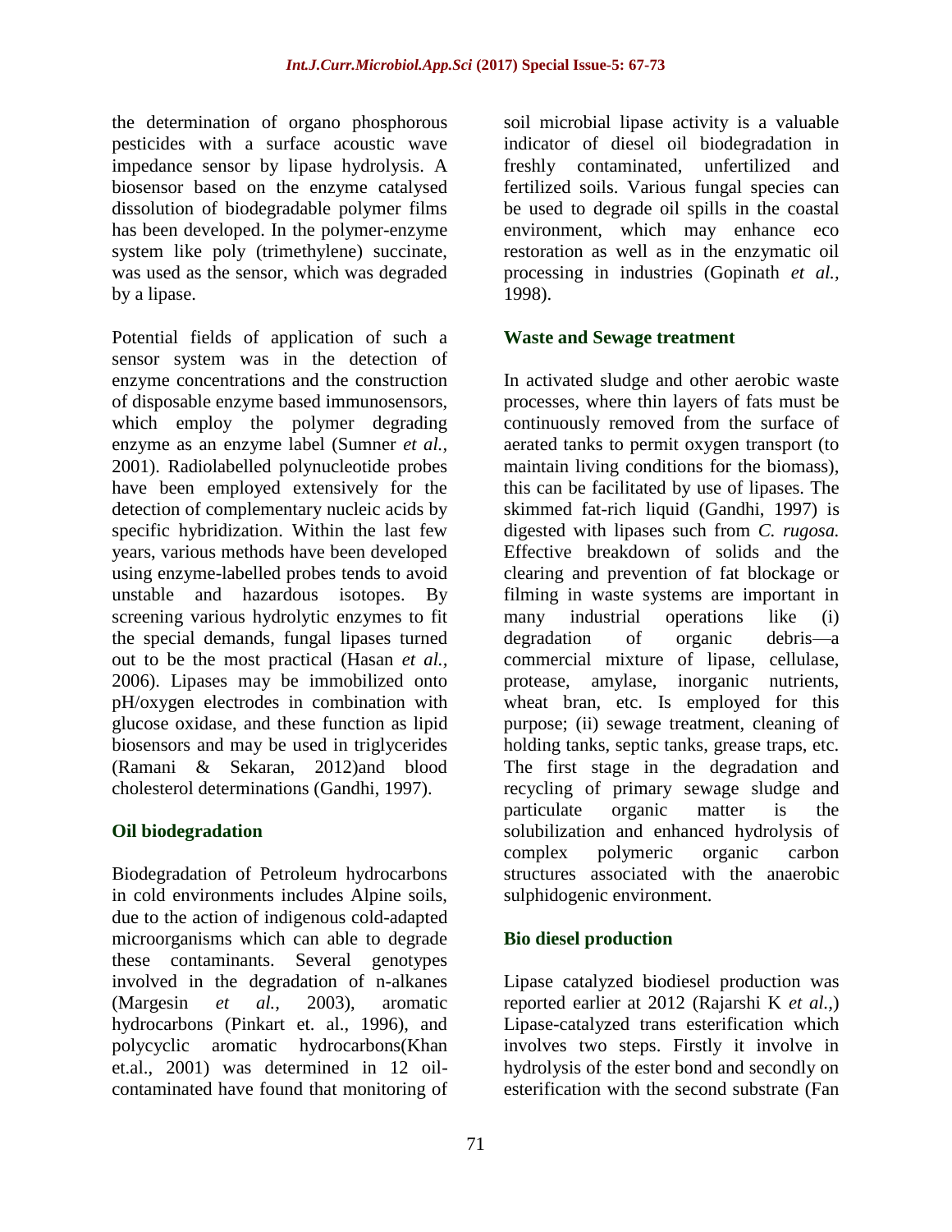the determination of organo phosphorous pesticides with a surface acoustic wave impedance sensor by lipase hydrolysis. A biosensor based on the enzyme catalysed dissolution of biodegradable polymer films has been developed. In the polymer-enzyme system like poly (trimethylene) succinate, was used as the sensor, which was degraded by a lipase.

Potential fields of application of such a sensor system was in the detection of enzyme concentrations and the construction of disposable enzyme based immunosensors, which employ the polymer degrading enzyme as an enzyme label (Sumner *et al.,* 2001). Radiolabelled polynucleotide probes have been employed extensively for the detection of complementary nucleic acids by specific hybridization. Within the last few years, various methods have been developed using enzyme-labelled probes tends to avoid unstable and hazardous isotopes. By screening various hydrolytic enzymes to fit the special demands, fungal lipases turned out to be the most practical (Hasan *et al.,* 2006). Lipases may be immobilized onto pH/oxygen electrodes in combination with glucose oxidase, and these function as lipid biosensors and may be used in triglycerides (Ramani & Sekaran, 2012)and blood cholesterol determinations (Gandhi, 1997).

## Oil biodegradation

Biodegradation of Petroleum hydrocarbons in cold environments includes Alpine soils, due to the action of indigenous cold-adapted microorganisms which can able to degrade these contaminants. Several genotypes involved in the degradation of n-alkanes (Margesin *et al.,* 2003), aromatic hydrocarbons (Pinkart et. al., 1996), and polycyclic aromatic hydrocarbons(Khan et.al., 2001) was determined in 12 oil-contaminated have found that monitoring of soil microbial lipase activity is a valuable indicator of diesel oil biodegradation in freshly contaminated, unfertilized and fertilized soils. Various fungal species can be used to degrade oil spills in the coastal environment, which may enhance eco restoration as well as in the enzymatic oil processing in industries (Gopinath *et al.,* 1998).

## Waste and Sewage treatment

In activated sludge and other aerobic waste processes, where thin layers of fats must be continuously removed from the surface of aerated tanks to permit oxygen transport (to maintain living conditions for the biomass), this can be facilitated by use of lipases. The skimmed fat-rich liquid (Gandhi, 1997) is digested with lipases such from *C. rugosa.* Effective breakdown of solids and the clearing and prevention of fat blockage or filming in waste systems are important in many industrial operations like (i) degradation of organic debris—a commercial mixture of lipase, cellulase, protease, amylase, inorganic nutrients, wheat bran, etc. Is employed for this purpose; (ii) sewage treatment, cleaning of holding tanks, septic tanks, grease traps, etc. The first stage in the degradation and recycling of primary sewage sludge and particulate organic matter is the solubilization and enhanced hydrolysis of complex polymeric organic carbon structures associated with the anaerobic sulphidogenic environment.

## Bio diesel production

Lipase catalyzed biodiesel production was reported earlier at 2012 (Rajarshi K *et al.,*) Lipase-catalyzed trans esterification which involves two steps. Firstly it involve in hydrolysis of the ester bond and secondly on esterification with the second substrate (Fan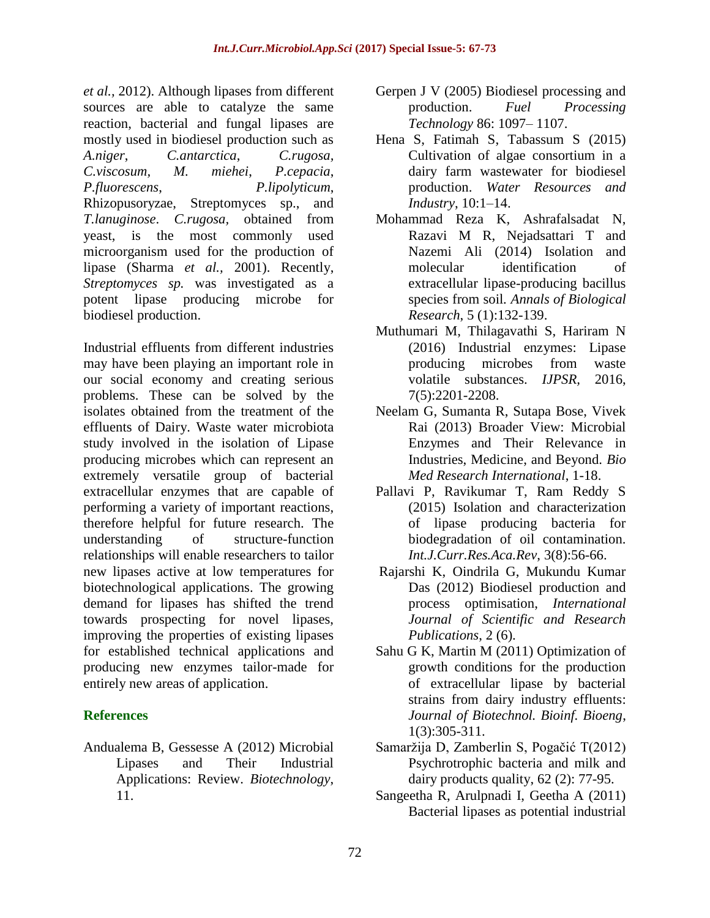*et al.,* 2012). Although lipases from different sources are able to catalyze the same reaction, bacterial and fungal lipases are mostly used in biodiesel production such as *A.niger*, *C.antarctica*, *C.rugosa*, *C.viscosum*, *M. miehei*, *P.cepacia*, *P.fluorescens*, *P.lipolyticum*, Rhizopusoryzae, Streptomyces sp., and *T.lanuginose*. *C.rugosa*, obtained from yeast, is the most commonly used microorganism used for the production of lipase (Sharma *et al.,* 2001). Recently, *Streptomyces sp.* was investigated as a potent lipase producing microbe for biodiesel production.

Industrial effluents from different industries may have been playing an important role in our social economy and creating serious problems. These can be solved by the isolates obtained from the treatment of the effluents of Dairy. Waste water microbiota study involved in the isolation of Lipase producing microbes which can represent an extremely versatile group of bacterial extracellular enzymes that are capable of performing a variety of important reactions, therefore helpful for future research. The understanding of structure-function relationships will enable researchers to tailor new lipases active at low temperatures for biotechnological applications. The growing demand for lipases has shifted the trend towards prospecting for novel lipases, improving the properties of existing lipases for established technical applications and producing new enzymes tailor-made for entirely new areas of application.

## References

Andualema B, Gessesse A (2012) Microbial Lipases and Their Industrial Applications: Review. *Biotechnology*, 11.

Gerpen J V (2005) Biodiesel processing and production. *Fuel Processing Technology* 86: 1097– 1107.

Hena S, Fatimah S, Tabassum S (2015) Cultivation of algae consortium in a dairy farm wastewater for biodiesel production. *Water Resources and Industry*, 10:1–14.

Mohammad Reza K, Ashrafalsadat N, Razavi M R, Nejadsattari T and Nazemi Ali (2014) Isolation and molecular identification of extracellular lipase-producing bacillus species from soil. *Annals of Biological Research*, 5 (1):132-139.

Muthumari M, Thilagavathi S, Hariram N (2016) Industrial enzymes: Lipase producing microbes from waste volatile substances. *IJPSR*, 2016, 7(5):2201-2208.

Neelam G, Sumanta R, Sutapa Bose, Vivek Rai (2013) Broader View: Microbial Enzymes and Their Relevance in Industries, Medicine, and Beyond. *Bio Med Research International*, 1-18.

Pallavi P, Ravikumar T, Ram Reddy S (2015) Isolation and characterization of lipase producing bacteria for biodegradation of oil contamination. *Int.J.Curr.Res.Aca.Rev*, 3(8):56-66.

Rajarshi K, Oindrila G, Mukundu Kumar Das (2012) Biodiesel production and process optimisation, *International Journal of Scientific and Research Publications*, 2 (6).

Sahu G K, Martin M (2011) Optimization of growth conditions for the production of extracellular lipase by bacterial strains from dairy industry effluents: *Journal of Biotechnol. Bioinf. Bioeng*, 1(3):305-311.

Samaržija D, Zamberlin S, Pogačić T(2012) Psychrotrophic bacteria and milk and dairy products quality, 62 (2): 77-95.

Sangeetha R, Arulpnadi I, Geetha A (2011) Bacterial lipases as potential industrial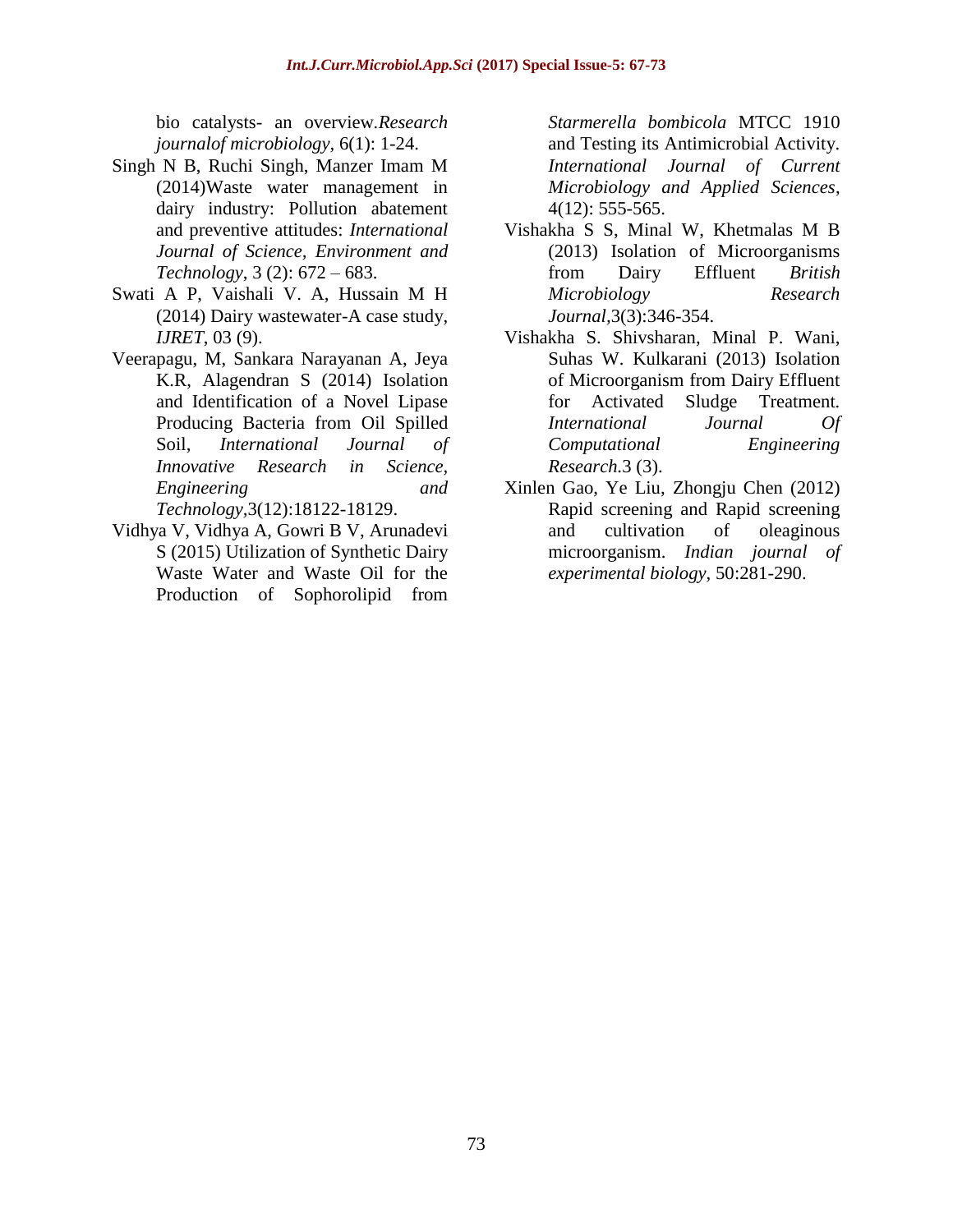bio catalysts- an overview.*Research journalof microbiology*, 6(1): 1-24.

Singh N B, Ruchi Singh, Manzer Imam M (2014)Waste water management in dairy industry: Pollution abatement and preventive attitudes: *International Journal of Science, Environment and Technology*, 3 (2): 672 – 683.

Swati A P, Vaishali V. A, Hussain M H (2014) Dairy wastewater-A case study, *IJRET*, 03 (9).

Veerapagu, M, Sankara Narayanan A, Jeya K.R, Alagendran S (2014) Isolation and Identification of a Novel Lipase Producing Bacteria from Oil Spilled Soil, *International Journal of Innovative Research in Science, Engineering and Technology*,3(12):18122-18129.

Vidhya V, Vidhya A, Gowri B V, Arunadevi S (2015) Utilization of Synthetic Dairy Waste Water and Waste Oil for the Production of Sophorolipid from *Starmerella bombicola* MTCC 1910 and Testing its Antimicrobial Activity. *International Journal of Current Microbiology and Applied Sciences*, 4(12): 555-565.

Vishakha S S, Minal W, Khetmalas M B (2013) Isolation of Microorganisms from Dairy Effluent *British Microbiology Research Journal*,3(3):346-354.

Vishakha S. Shivsharan, Minal P. Wani, Suhas W. Kulkarani (2013) Isolation of Microorganism from Dairy Effluent for Activated Sludge Treatment. *International Journal Of Computational Engineering Research*.3 (3).

Xinlen Gao, Ye Liu, Zhongju Chen (2012) Rapid screening and Rapid screening and cultivation of oleaginous microorganism. *Indian journal of experimental biology*, 50:281-290.